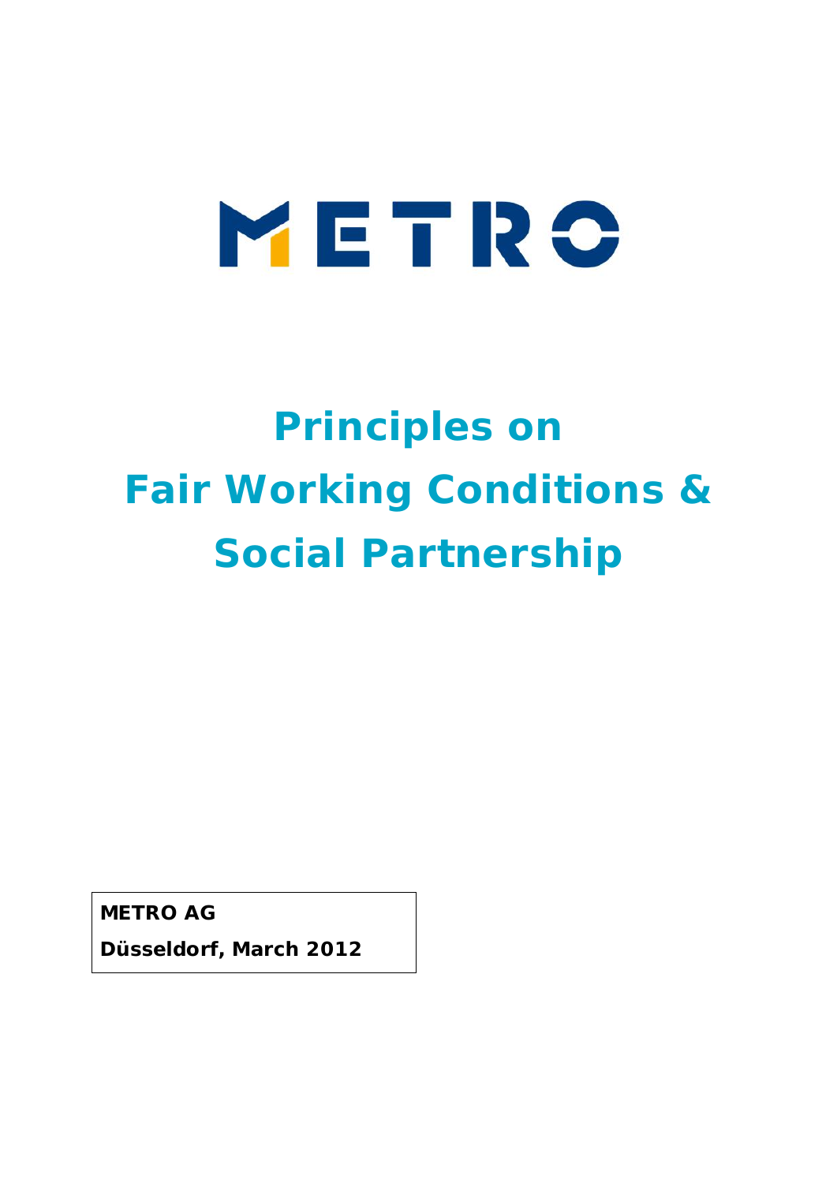METRO

# Principles on Fair Working Conditions & Social Partnership

**METRO AG**

**Düsseldorf, March 2012**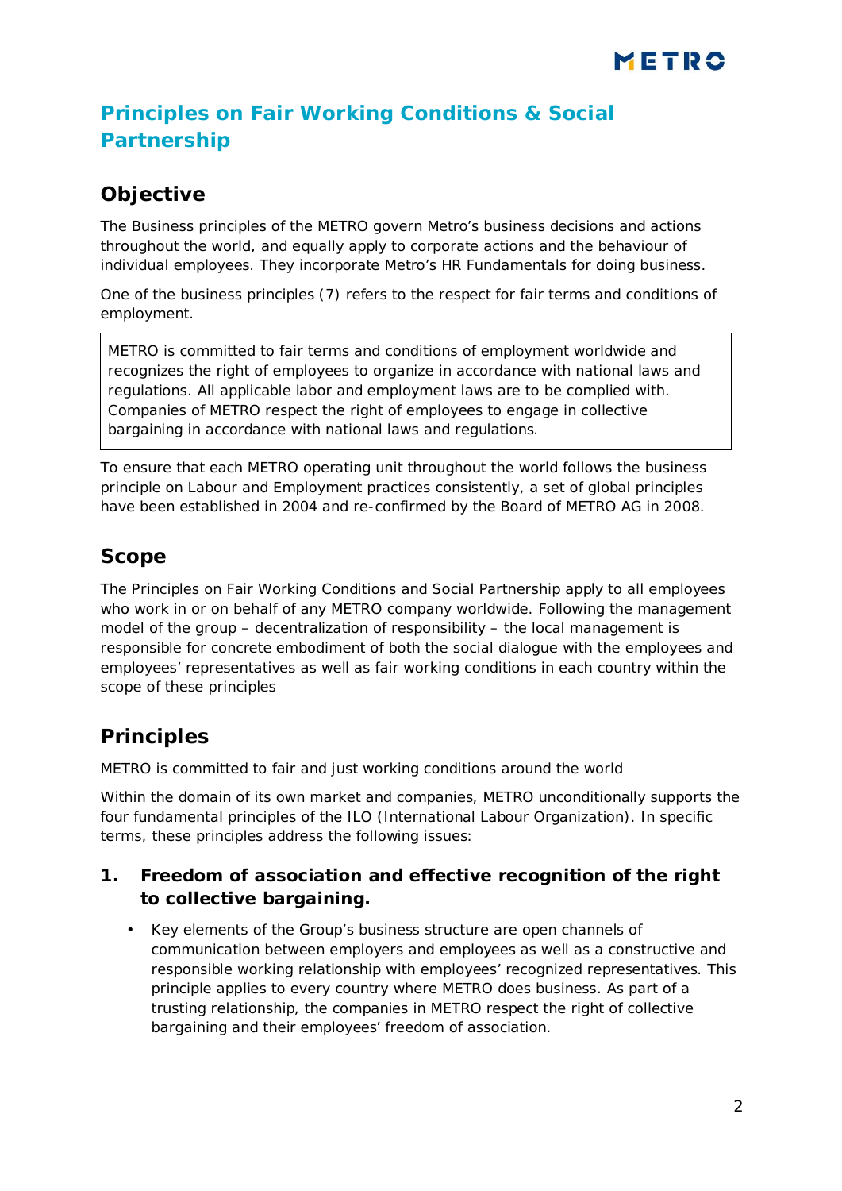# Principles on Fair Working Conditions & Social Partnership

## Objective

The Business principles of the METRO govern Metro's business decisions and actions throughout the world, and equally apply to corporate actions and the behaviour of individual employees. They incorporate Metro's HR Fundamentals for doing business.

One of the business principles (7) refers to the respect for fair terms and conditions of employment.

> METRO is committed to fair terms and conditions of employment worldwide and recognizes the right of employees to organize in accordance with national laws and regulations. All applicable labor and employment laws are to be complied with. Companies of METRO respect the right of employees to engage in collective bargaining in accordance with national laws and regulations.

To ensure that each METRO operating unit throughout the world follows the business principle on Labour and Employment practices consistently, a set of global principles have been established in 2004 and re-confirmed by the Board of METRO AG in 2008.

## Scope

The Principles on Fair Working Conditions and Social Partnership apply to all employees who work in or on behalf of any METRO company worldwide. Following the management model of the group – decentralization of responsibility – the local management is responsible for concrete embodiment of both the social dialogue with the employees and employees' representatives as well as fair working conditions in each country within the scope of these principles

## Principles

METRO is committed to fair and just working conditions around the world

Within the domain of its own market and companies, METRO unconditionally supports the four fundamental principles of the ILO (International Labour Organization). In specific terms, these principles address the following issues:

### 1. Freedom of association and effective recognition of the right to collective bargaining.

- Key elements of the Group's business structure are open channels of communication between employers and employees as well as a constructive and responsible working relationship with employees' recognized representatives. This principle applies to every country where METRO does business. As part of a trusting relationship, the companies in METRO respect the right of collective bargaining and their employees' freedom of association.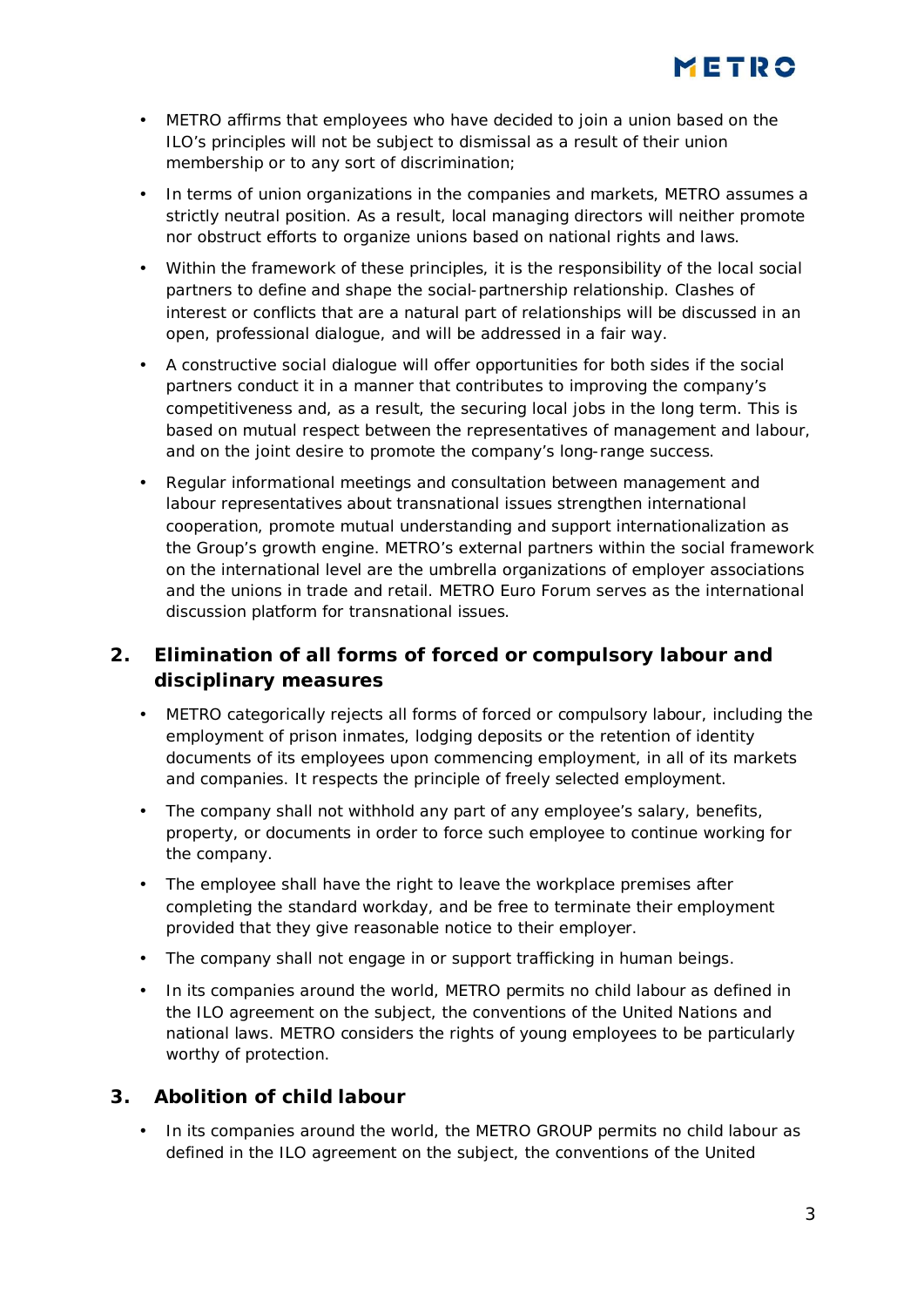- METRO affirms that employees who have decided to join a union based on the ILO's principles will not be subject to dismissal as a result of their union membership or to any sort of discrimination;
- In terms of union organizations in the companies and markets, METRO assumes a strictly neutral position. As a result, local managing directors will neither promote nor obstruct efforts to organize unions based on national rights and laws.
- Within the framework of these principles, it is the responsibility of the local social partners to define and shape the social-partnership relationship. Clashes of interest or conflicts that are a natural part of relationships will be discussed in an open, professional dialogue, and will be addressed in a fair way.
- A constructive social dialogue will offer opportunities for both sides if the social partners conduct it in a manner that contributes to improving the company's competitiveness and, as a result, the securing local jobs in the long term. This is based on mutual respect between the representatives of management and labour, and on the joint desire to promote the company's long-range success.
- Regular informational meetings and consultation between management and labour representatives about transnational issues strengthen international cooperation, promote mutual understanding and support internationalization as the Group's growth engine. METRO's external partners within the social framework on the international level are the umbrella organizations of employer associations and the unions in trade and retail. METRO Euro Forum serves as the international discussion platform for transnational issues.

## 2. Elimination of all forms of forced or compulsory labour and disciplinary measures

- METRO categorically rejects all forms of forced or compulsory labour, including the employment of prison inmates, lodging deposits or the retention of identity documents of its employees upon commencing employment, in all of its markets and companies. It respects the principle of freely selected employment.
- The company shall not withhold any part of any employee's salary, benefits, property, or documents in order to force such employee to continue working for the company.
- The employee shall have the right to leave the workplace premises after completing the standard workday, and be free to terminate their employment provided that they give reasonable notice to their employer.
- The company shall not engage in or support trafficking in human beings.
- In its companies around the world, METRO permits no child labour as defined in the ILO agreement on the subject, the conventions of the United Nations and national laws. METRO considers the rights of young employees to be particularly worthy of protection.

## 3. Abolition of child labour

- In its companies around the world, the METRO GROUP permits no child labour as defined in the ILO agreement on the subject, the conventions of the United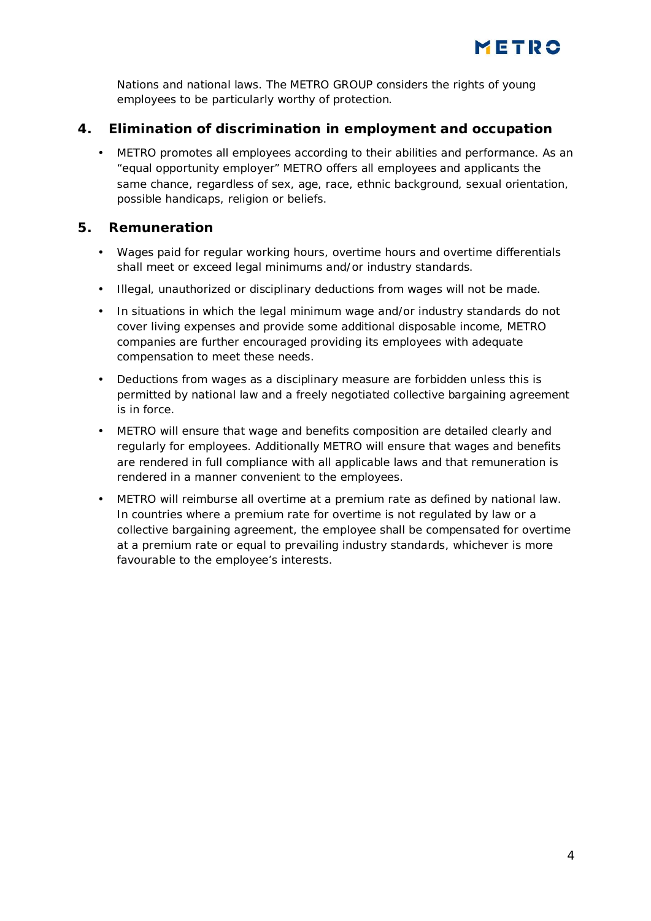Nations and national laws. The METRO GROUP considers the rights of young employees to be particularly worthy of protection.

## 4. Elimination of discrimination in employment and occupation

- METRO promotes all employees according to their abilities and performance. As an "equal opportunity employer" METRO offers all employees and applicants the same chance, regardless of sex, age, race, ethnic background, sexual orientation, possible handicaps, religion or beliefs.

## 5. Remuneration

- Wages paid for regular working hours, overtime hours and overtime differentials shall meet or exceed legal minimums and/or industry standards.
- Illegal, unauthorized or disciplinary deductions from wages will not be made.
- In situations in which the legal minimum wage and/or industry standards do not cover living expenses and provide some additional disposable income, METRO companies are further encouraged providing its employees with adequate compensation to meet these needs.
- Deductions from wages as a disciplinary measure are forbidden unless this is permitted by national law and a freely negotiated collective bargaining agreement is in force.
- METRO will ensure that wage and benefits composition are detailed clearly and regularly for employees. Additionally METRO will ensure that wages and benefits are rendered in full compliance with all applicable laws and that remuneration is rendered in a manner convenient to the employees.
- METRO will reimburse all overtime at a premium rate as defined by national law. In countries where a premium rate for overtime is not regulated by law or a collective bargaining agreement, the employee shall be compensated for overtime at a premium rate or equal to prevailing industry standards, whichever is more favourable to the employee's interests.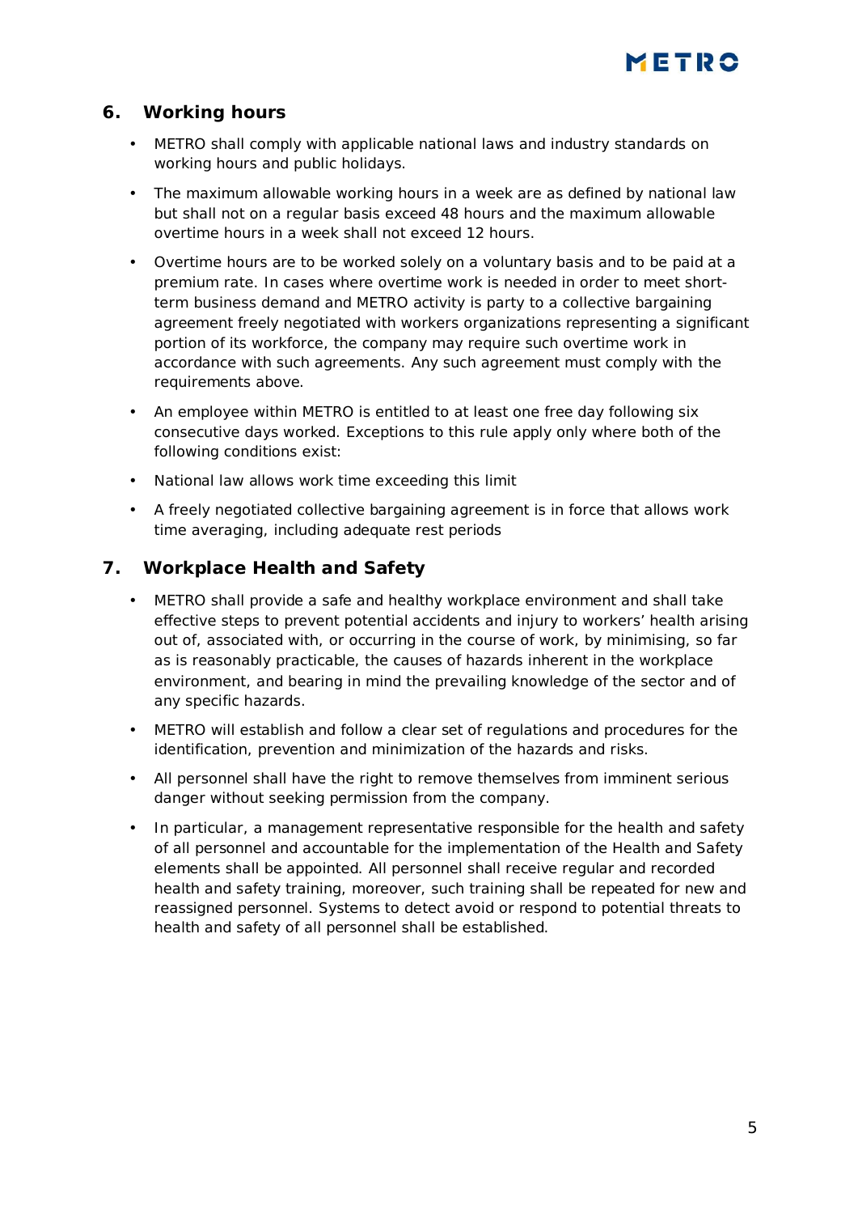## 6. Working hours

- METRO shall comply with applicable national laws and industry standards on working hours and public holidays.
- The maximum allowable working hours in a week are as defined by national law but shall not on a regular basis exceed 48 hours and the maximum allowable overtime hours in a week shall not exceed 12 hours.
- Overtime hours are to be worked solely on a voluntary basis and to be paid at a premium rate. In cases where overtime work is needed in order to meet short-term business demand and METRO activity is party to a collective bargaining agreement freely negotiated with workers organizations representing a significant portion of its workforce, the company may require such overtime work in accordance with such agreements. Any such agreement must comply with the requirements above.
- An employee within METRO is entitled to at least one free day following six consecutive days worked. Exceptions to this rule apply only where both of the following conditions exist:
- National law allows work time exceeding this limit
- A freely negotiated collective bargaining agreement is in force that allows work time averaging, including adequate rest periods

## 7. Workplace Health and Safety

- METRO shall provide a safe and healthy workplace environment and shall take effective steps to prevent potential accidents and injury to workers' health arising out of, associated with, or occurring in the course of work, by minimising, so far as is reasonably practicable, the causes of hazards inherent in the workplace environment, and bearing in mind the prevailing knowledge of the sector and of any specific hazards.
- METRO will establish and follow a clear set of regulations and procedures for the identification, prevention and minimization of the hazards and risks.
- All personnel shall have the right to remove themselves from imminent serious danger without seeking permission from the company.
- In particular, a management representative responsible for the health and safety of all personnel and accountable for the implementation of the Health and Safety elements shall be appointed. All personnel shall receive regular and recorded health and safety training, moreover, such training shall be repeated for new and reassigned personnel. Systems to detect avoid or respond to potential threats to health and safety of all personnel shall be established.